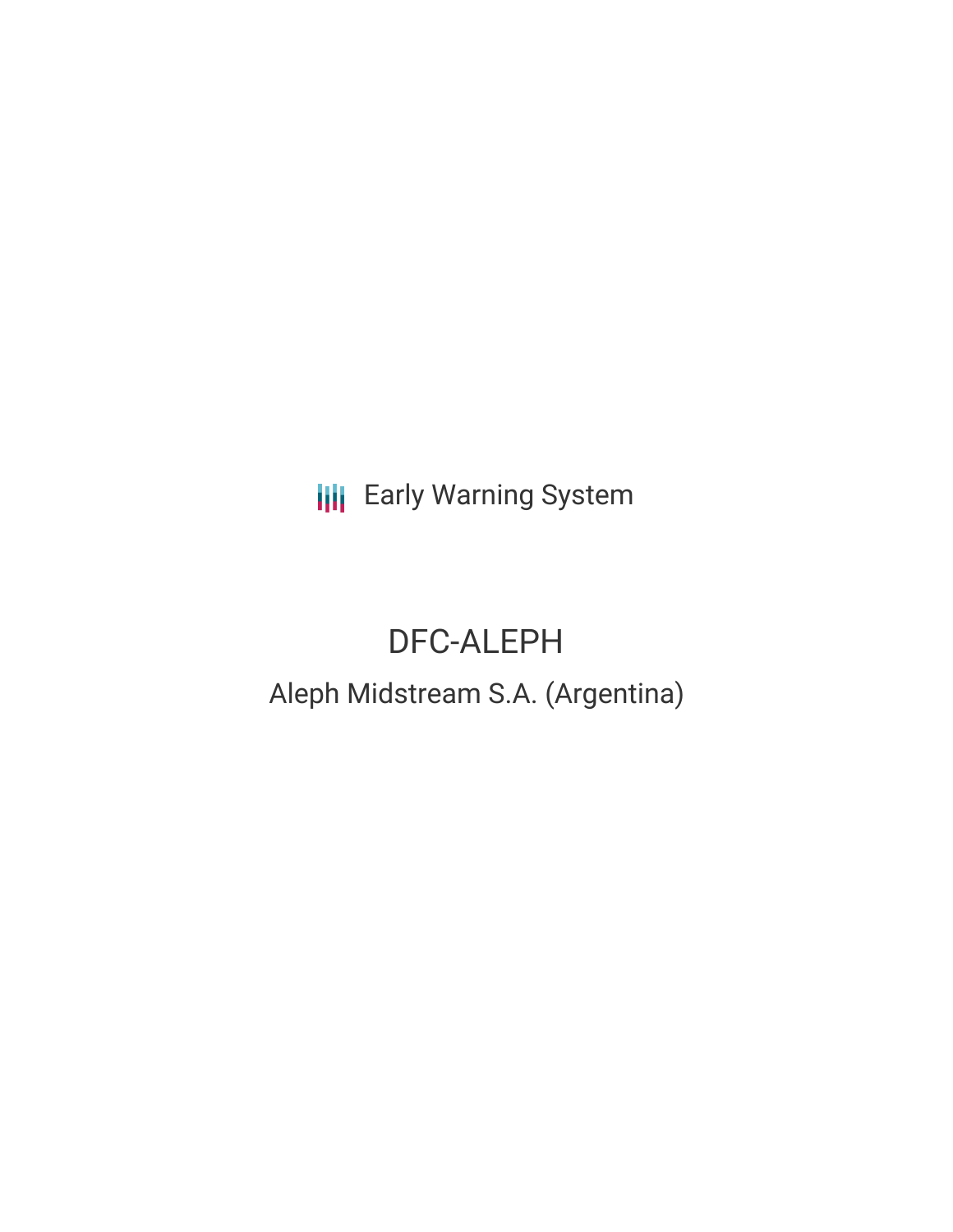Early Warning System

# DFC-ALEPH

## Aleph Midstream S.A. (Argentina)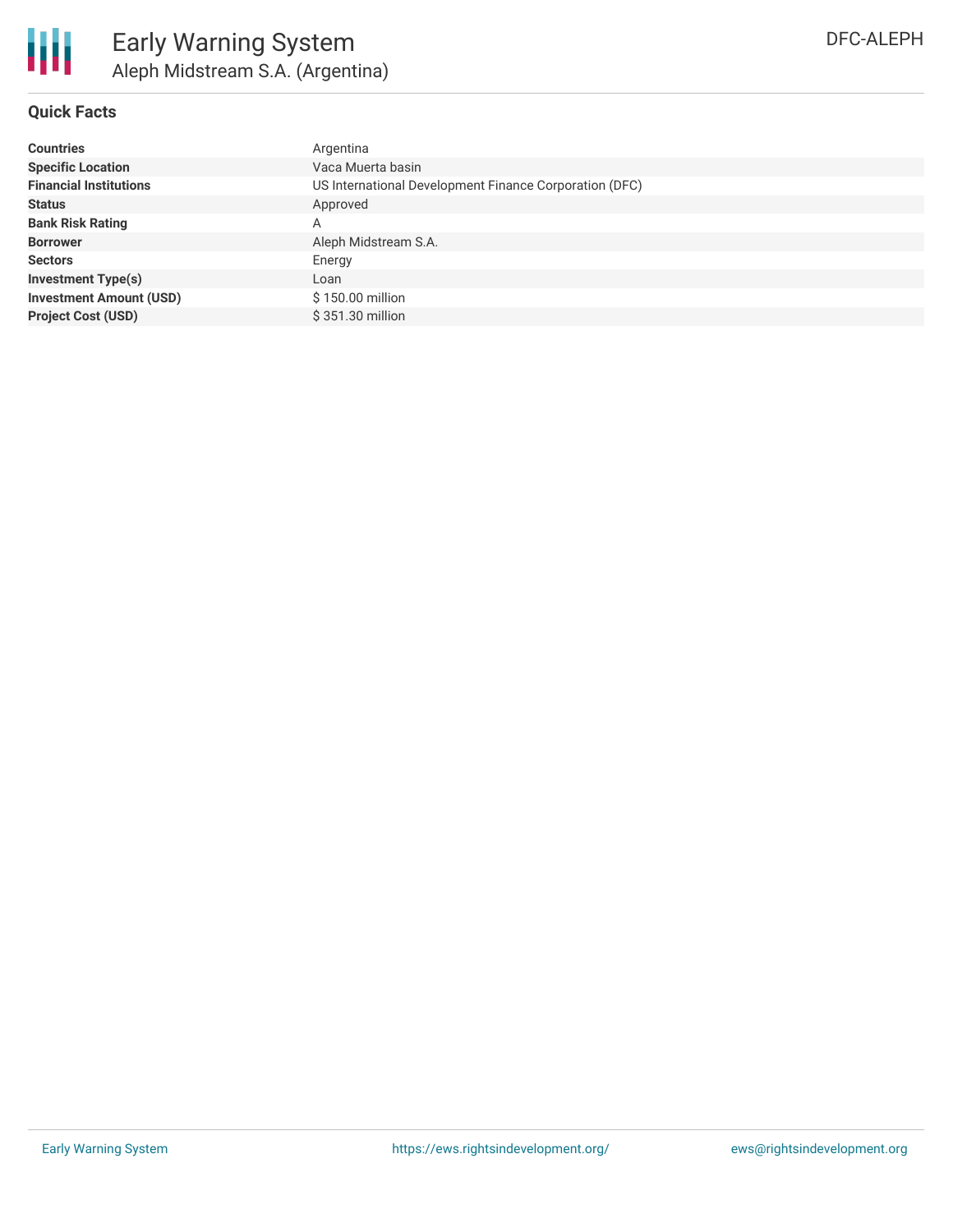# Early Warning System

## Aleph Midstream S.A. (Argentina)

DFC-ALEPH

### Quick Facts

| | |
|---|---|
| **Countries** | Argentina |
| **Specific Location** | Vaca Muerta basin |
| **Financial Institutions** | US International Development Finance Corporation (DFC) |
| **Status** | Approved |
| **Bank Risk Rating** | A |
| **Borrower** | Aleph Midstream S.A. |
| **Sectors** | Energy |
| **Investment Type(s)** | Loan |
| **Investment Amount (USD)** | $ 150.00 million |
| **Project Cost (USD)** | $ 351.30 million |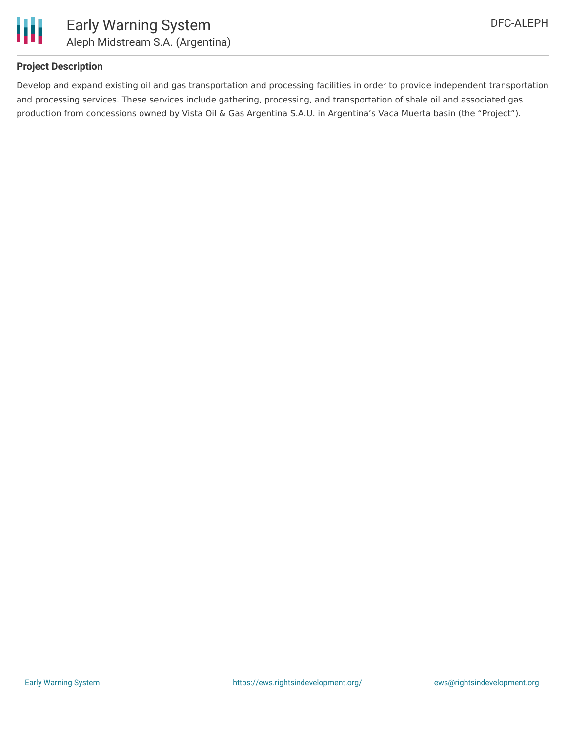### Project Description

Develop and expand existing oil and gas transportation and processing facilities in order to provide independent transportation and processing services. These services include gathering, processing, and transportation of shale oil and associated gas production from concessions owned by Vista Oil & Gas Argentina S.A.U. in Argentina's Vaca Muerta basin (the "Project").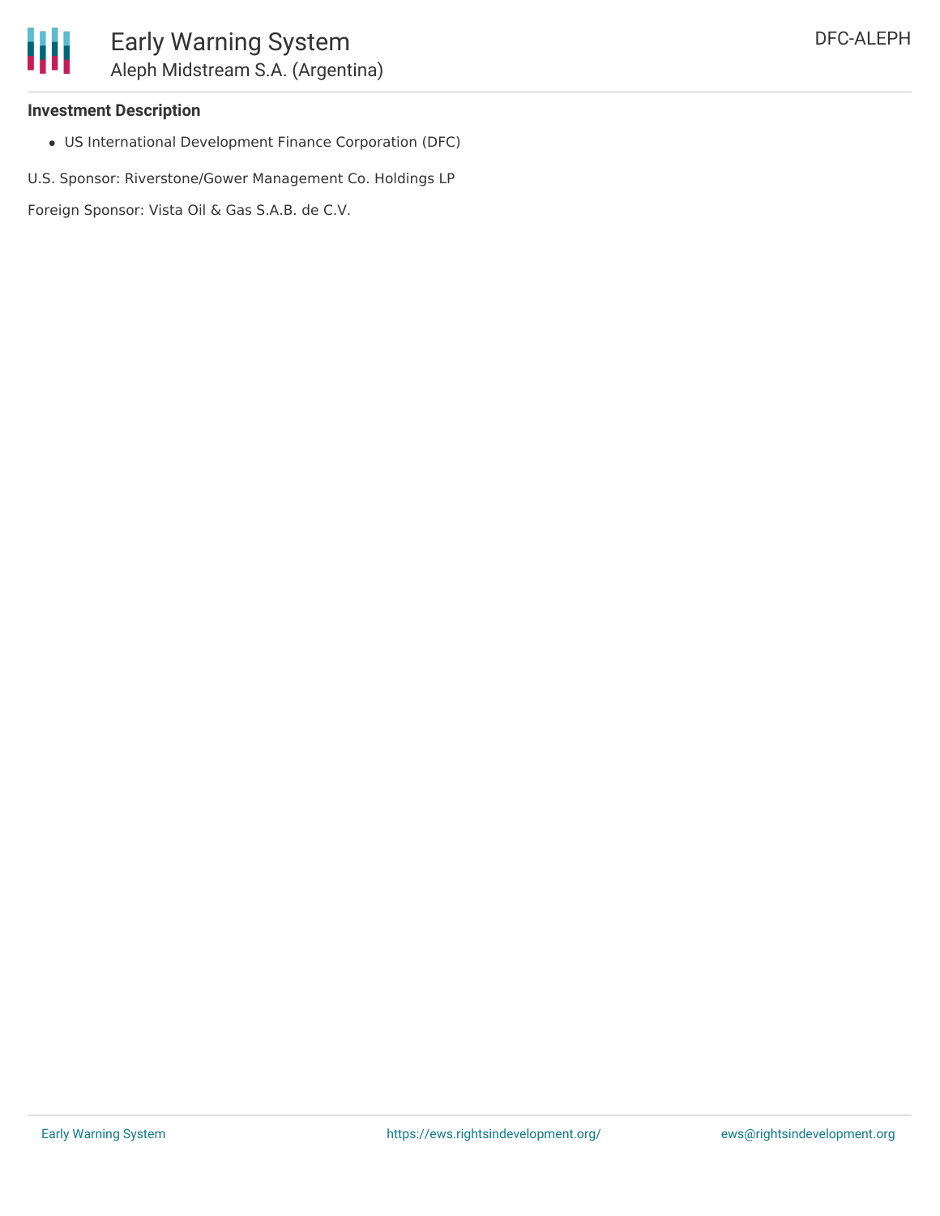### Investment Description

- US International Development Finance Corporation (DFC)

U.S. Sponsor: Riverstone/Gower Management Co. Holdings LP

Foreign Sponsor: Vista Oil & Gas S.A.B. de C.V.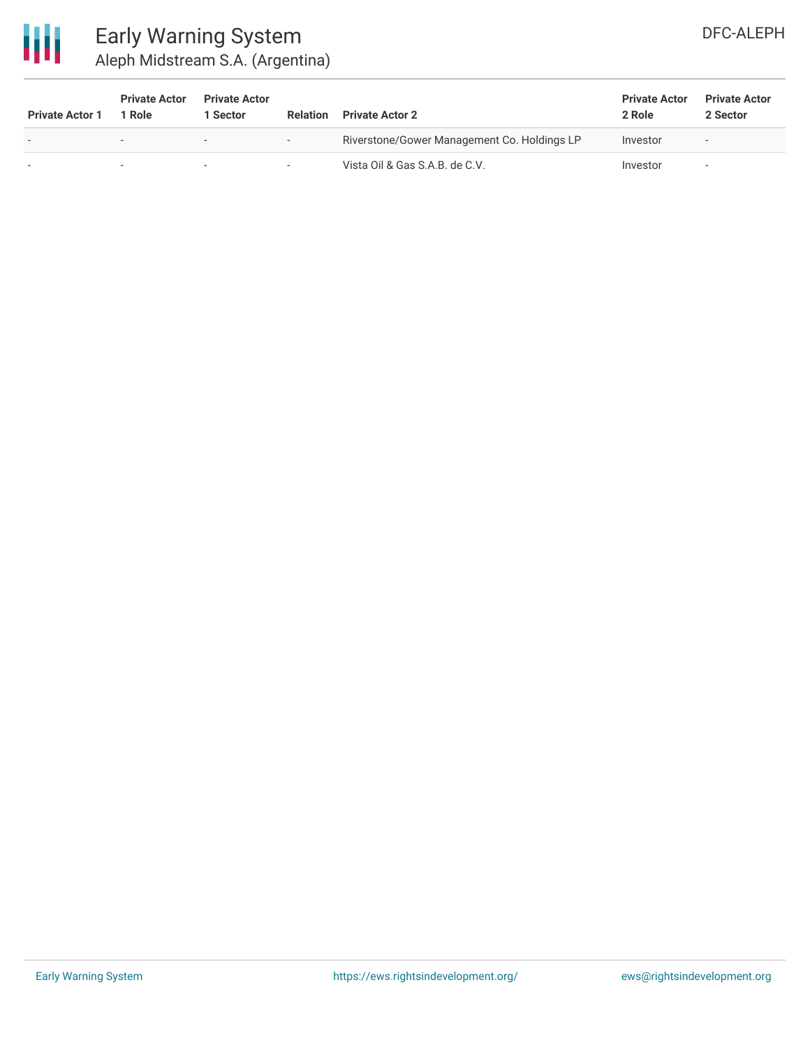| Private Actor 1 | Private Actor 1 Role | Private Actor 1 Sector | Relation | Private Actor 2 | Private Actor 2 Role | Private Actor 2 Sector |
|---|---|---|---|---|---|---|
| - | - | - | - | Riverstone/Gower Management Co. Holdings LP | Investor | - |
| - | - | - | - | Vista Oil & Gas S.A.B. de C.V. | Investor | - |